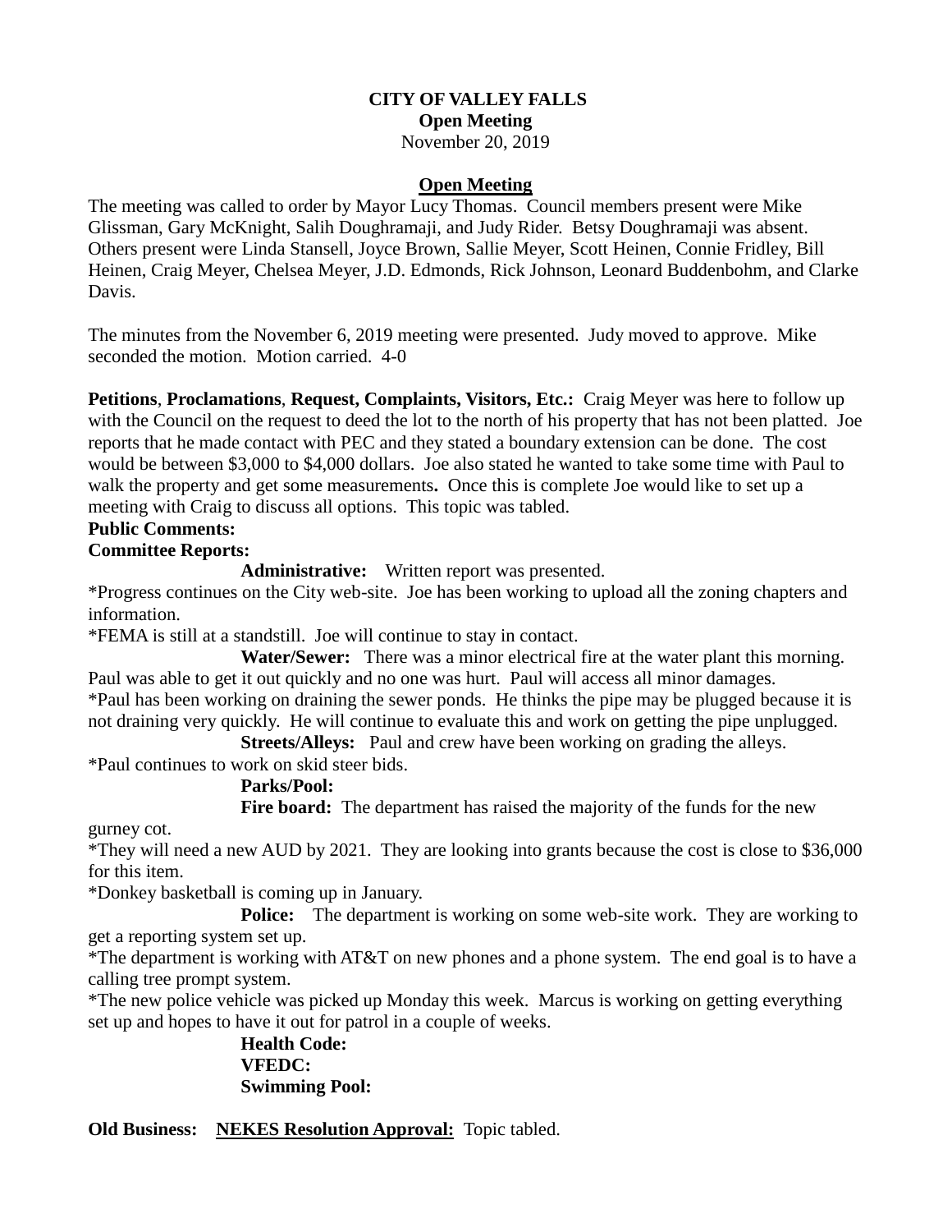**CITY OF VALLEY FALLS**
**Open Meeting**
November 20, 2019

**Open Meeting**

The meeting was called to order by Mayor Lucy Thomas. Council members present were Mike Glissman, Gary McKnight, Salih Doughramaji, and Judy Rider. Betsy Doughramaji was absent. Others present were Linda Stansell, Joyce Brown, Sallie Meyer, Scott Heinen, Connie Fridley, Bill Heinen, Craig Meyer, Chelsea Meyer, J.D. Edmonds, Rick Johnson, Leonard Buddenbohm, and Clarke Davis.

The minutes from the November 6, 2019 meeting were presented. Judy moved to approve. Mike seconded the motion. Motion carried. 4-0

**Petitions**, **Proclamations**, **Request, Complaints, Visitors, Etc.:** Craig Meyer was here to follow up with the Council on the request to deed the lot to the north of his property that has not been platted. Joe reports that he made contact with PEC and they stated a boundary extension can be done. The cost would be between $3,000 to $4,000 dollars. Joe also stated he wanted to take some time with Paul to walk the property and get some measurements**.** Once this is complete Joe would like to set up a meeting with Craig to discuss all options. This topic was tabled.

**Public Comments:**

**Committee Reports:**

**Administrative:** Written report was presented.

*Progress continues on the City web-site. Joe has been working to upload all the zoning chapters and information.

*FEMA is still at a standstill. Joe will continue to stay in contact.

**Water/Sewer:** There was a minor electrical fire at the water plant this morning. Paul was able to get it out quickly and no one was hurt. Paul will access all minor damages.

*Paul has been working on draining the sewer ponds. He thinks the pipe may be plugged because it is not draining very quickly. He will continue to evaluate this and work on getting the pipe unplugged.

**Streets/Alleys:** Paul and crew have been working on grading the alleys.

*Paul continues to work on skid steer bids.

**Parks/Pool:**

**Fire board:** The department has raised the majority of the funds for the new gurney cot.

*They will need a new AUD by 2021. They are looking into grants because the cost is close to $36,000 for this item.

*Donkey basketball is coming up in January.

**Police:** The department is working on some web-site work. They are working to get a reporting system set up.

*The department is working with AT&T on new phones and a phone system. The end goal is to have a calling tree prompt system.

*The new police vehicle was picked up Monday this week. Marcus is working on getting everything set up and hopes to have it out for patrol in a couple of weeks.

**Health Code:**
**VFEDC:**
**Swimming Pool:**

**Old Business:** **NEKES Resolution Approval:** Topic tabled.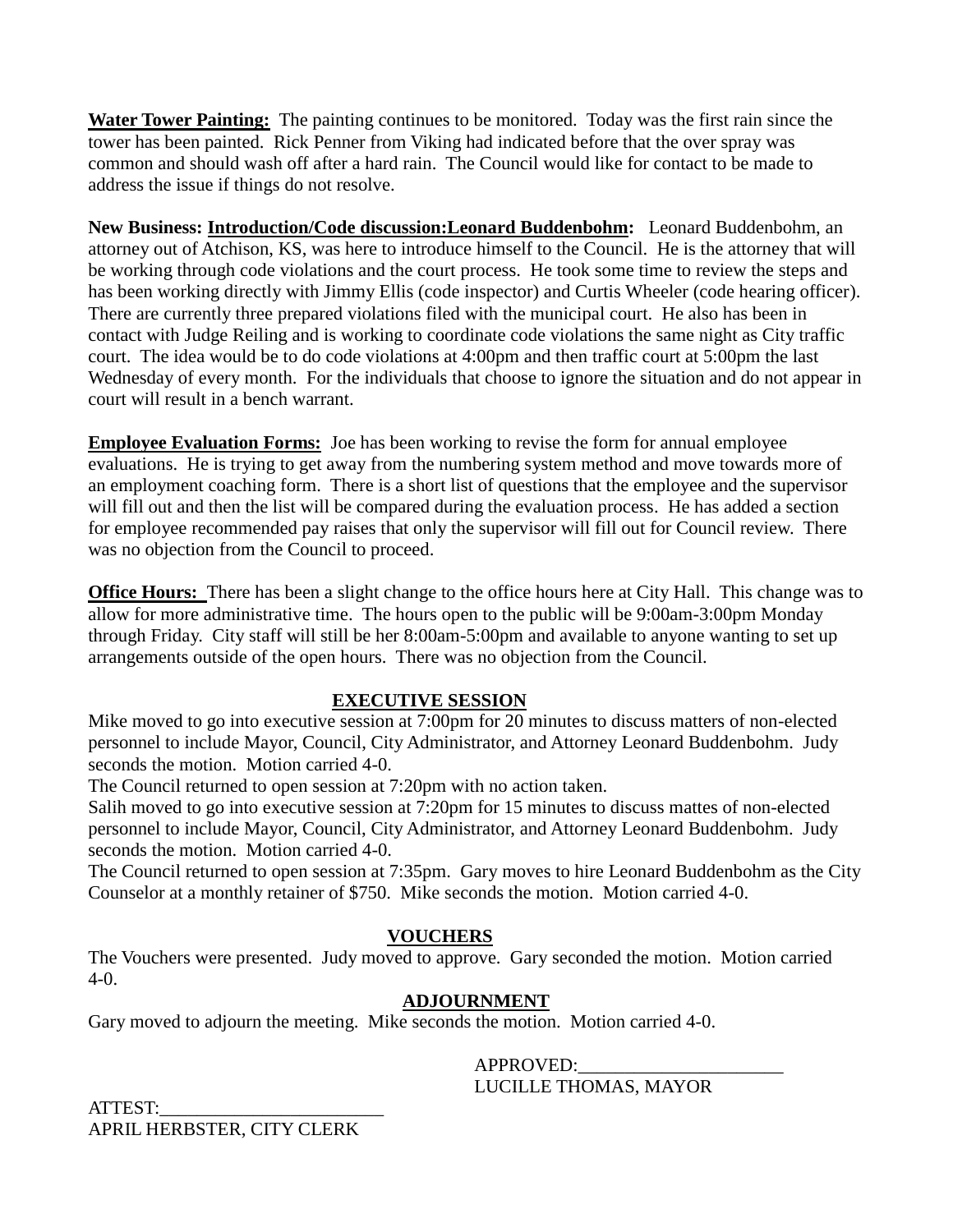**Water Tower Painting:** The painting continues to be monitored. Today was the first rain since the tower has been painted. Rick Penner from Viking had indicated before that the over spray was common and should wash off after a hard rain. The Council would like for contact to be made to address the issue if things do not resolve.

**New Business: Introduction/Code discussion:Leonard Buddenbohm:** Leonard Buddenbohm, an attorney out of Atchison, KS, was here to introduce himself to the Council. He is the attorney that will be working through code violations and the court process. He took some time to review the steps and has been working directly with Jimmy Ellis (code inspector) and Curtis Wheeler (code hearing officer). There are currently three prepared violations filed with the municipal court. He also has been in contact with Judge Reiling and is working to coordinate code violations the same night as City traffic court. The idea would be to do code violations at 4:00pm and then traffic court at 5:00pm the last Wednesday of every month. For the individuals that choose to ignore the situation and do not appear in court will result in a bench warrant.

**Employee Evaluation Forms:** Joe has been working to revise the form for annual employee evaluations. He is trying to get away from the numbering system method and move towards more of an employment coaching form. There is a short list of questions that the employee and the supervisor will fill out and then the list will be compared during the evaluation process. He has added a section for employee recommended pay raises that only the supervisor will fill out for Council review. There was no objection from the Council to proceed.

**Office Hours:** There has been a slight change to the office hours here at City Hall. This change was to allow for more administrative time. The hours open to the public will be 9:00am-3:00pm Monday through Friday. City staff will still be her 8:00am-5:00pm and available to anyone wanting to set up arrangements outside of the open hours. There was no objection from the Council.

## EXECUTIVE SESSION

Mike moved to go into executive session at 7:00pm for 20 minutes to discuss matters of non-elected personnel to include Mayor, Council, City Administrator, and Attorney Leonard Buddenbohm. Judy seconds the motion. Motion carried 4-0.

The Council returned to open session at 7:20pm with no action taken.

Salih moved to go into executive session at 7:20pm for 15 minutes to discuss mattes of non-elected personnel to include Mayor, Council, City Administrator, and Attorney Leonard Buddenbohm. Judy seconds the motion. Motion carried 4-0.

The Council returned to open session at 7:35pm. Gary moves to hire Leonard Buddenbohm as the City Counselor at a monthly retainer of $750. Mike seconds the motion. Motion carried 4-0.

## VOUCHERS

The Vouchers were presented. Judy moved to approve. Gary seconded the motion. Motion carried 4-0.

## ADJOURNMENT

Gary moved to adjourn the meeting. Mike seconds the motion. Motion carried 4-0.

APPROVED:______________________
LUCILLE THOMAS, MAYOR

ATTEST:________________________
APRIL HERBSTER, CITY CLERK